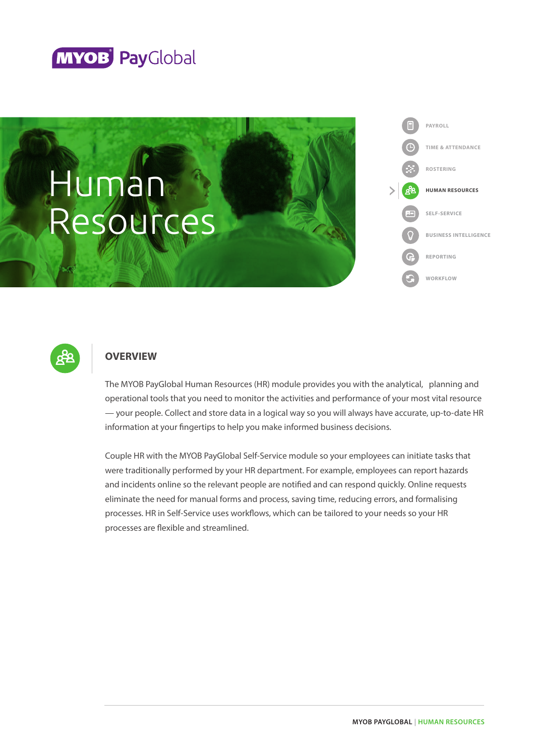# Human Resources

- PAYROLL
- TIME & ATTENDANCE
- ROSTERING
- **HUMAN RESOURCES**
- SELF-SERVICE
- BUSINESS INTELLIGENCE
- REPORTING
- WORKFLOW

## OVERVIEW

The MYOB PayGlobal Human Resources (HR) module provides you with the analytical, planning and operational tools that you need to monitor the activities and performance of your most vital resource — your people. Collect and store data in a logical way so you will always have accurate, up-to-date HR information at your fingertips to help you make informed business decisions.

Couple HR with the MYOB PayGlobal Self-Service module so your employees can initiate tasks that were traditionally performed by your HR department. For example, employees can report hazards and incidents online so the relevant people are notified and can respond quickly. Online requests eliminate the need for manual forms and process, saving time, reducing errors, and formalising processes. HR in Self-Service uses workflows, which can be tailored to your needs so your HR processes are flexible and streamlined.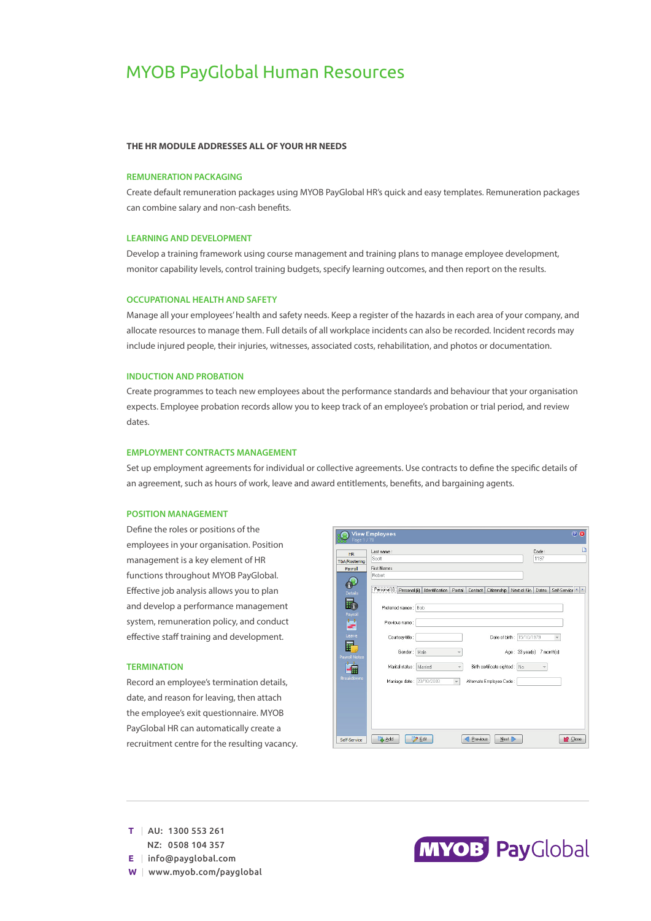# MYOB PayGlobal Human Resources

**THE HR MODULE ADDRESSES ALL OF YOUR HR NEEDS**

### REMUNERATION PACKAGING

Create default remuneration packages using MYOB PayGlobal HR's quick and easy templates. Remuneration packages can combine salary and non-cash benefits.

### LEARNING AND DEVELOPMENT

Develop a training framework using course management and training plans to manage employee development, monitor capability levels, control training budgets, specify learning outcomes, and then report on the results.

### OCCUPATIONAL HEALTH AND SAFETY

Manage all your employees' health and safety needs. Keep a register of the hazards in each area of your company, and allocate resources to manage them. Full details of all workplace incidents can also be recorded. Incident records may include injured people, their injuries, witnesses, associated costs, rehabilitation, and photos or documentation.

### INDUCTION AND PROBATION

Create programmes to teach new employees about the performance standards and behaviour that your organisation expects. Employee probation records allow you to keep track of an employee's probation or trial period, and review dates.

### EMPLOYMENT CONTRACTS MANAGEMENT

Set up employment agreements for individual or collective agreements. Use contracts to define the specific details of an agreement, such as hours of work, leave and award entitlements, benefits, and bargaining agents.

### POSITION MANAGEMENT

Define the roles or positions of the employees in your organisation. Position management is a key element of HR functions throughout MYOB PayGlobal. Effective job analysis allows you to plan and develop a performance management system, remuneration policy, and conduct effective staff training and development.

### TERMINATION

Record an employee's termination details, date, and reason for leaving, then attach the employee's exit questionnaire. MYOB PayGlobal HR can automatically create a recruitment centre for the resulting vacancy.

**T** | AU: 1300 553 261
NZ: 0508 104 357
**E** | info@payglobal.com
**W** | www.myob.com/payglobal

MYOB PayGlobal